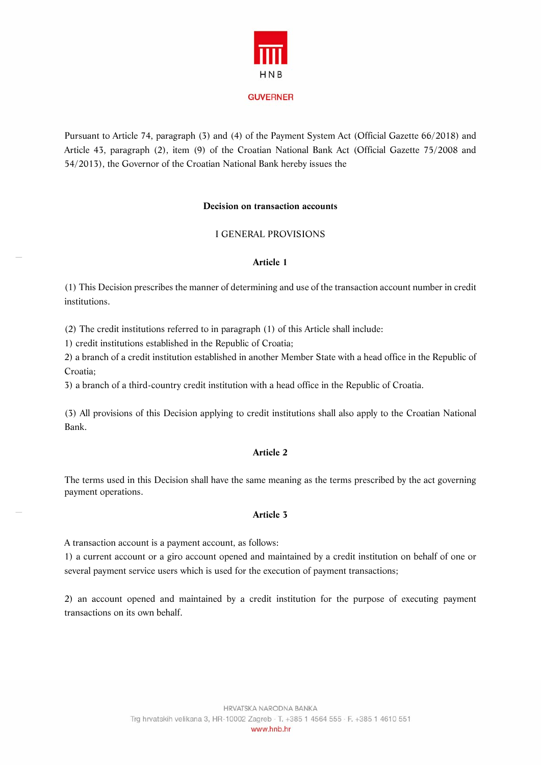HNB

GUVERNER

Pursuant to Article 74, paragraph (3) and (4) of the Payment System Act (Official Gazette 66/2018) and Article 43, paragraph (2), item (9) of the Croatian National Bank Act (Official Gazette 75/2008 and 54/2013), the Governor of the Croatian National Bank hereby issues the

# Decision on transaction accounts

## I GENERAL PROVISIONS

### Article 1

(1) This Decision prescribes the manner of determining and use of the transaction account number in credit institutions.

(2) The credit institutions referred to in paragraph (1) of this Article shall include:
1) credit institutions established in the Republic of Croatia;
2) a branch of a credit institution established in another Member State with a head office in the Republic of Croatia;
3) a branch of a third-country credit institution with a head office in the Republic of Croatia.

(3) All provisions of this Decision applying to credit institutions shall also apply to the Croatian National Bank.

### Article 2

The terms used in this Decision shall have the same meaning as the terms prescribed by the act governing payment operations.

### Article 3

A transaction account is a payment account, as follows:
1) a current account or a giro account opened and maintained by a credit institution on behalf of one or several payment service users which is used for the execution of payment transactions;

2) an account opened and maintained by a credit institution for the purpose of executing payment transactions on its own behalf.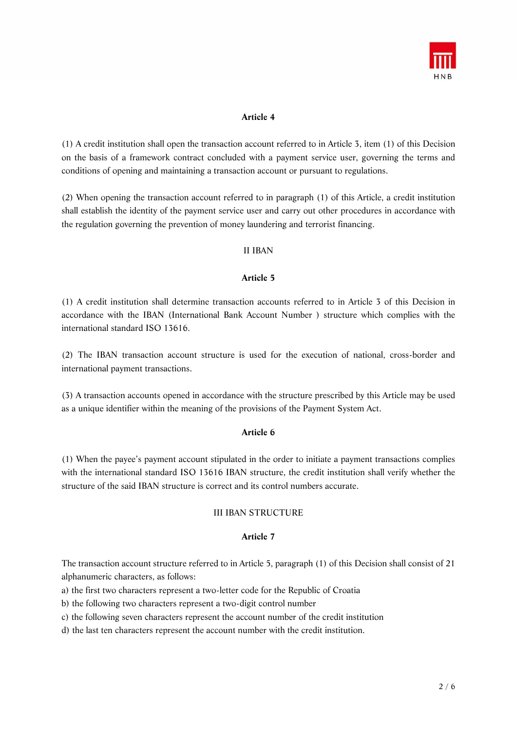**Article 4**

(1) A credit institution shall open the transaction account referred to in Article 3, item (1) of this Decision on the basis of a framework contract concluded with a payment service user, governing the terms and conditions of opening and maintaining a transaction account or pursuant to regulations.

(2) When opening the transaction account referred to in paragraph (1) of this Article, a credit institution shall establish the identity of the payment service user and carry out other procedures in accordance with the regulation governing the prevention of money laundering and terrorist financing.

## II IBAN

**Article 5**

(1) A credit institution shall determine transaction accounts referred to in Article 3 of this Decision in accordance with the IBAN (International Bank Account Number ) structure which complies with the international standard ISO 13616.

(2) The IBAN transaction account structure is used for the execution of national, cross-border and international payment transactions.

(3) A transaction accounts opened in accordance with the structure prescribed by this Article may be used as a unique identifier within the meaning of the provisions of the Payment System Act.

**Article 6**

(1) When the payee's payment account stipulated in the order to initiate a payment transactions complies with the international standard ISO 13616 IBAN structure, the credit institution shall verify whether the structure of the said IBAN structure is correct and its control numbers accurate.

## III IBAN STRUCTURE

**Article 7**

The transaction account structure referred to in Article 5, paragraph (1) of this Decision shall consist of 21 alphanumeric characters, as follows:

a) the first two characters represent a two-letter code for the Republic of Croatia
b) the following two characters represent a two-digit control number
c) the following seven characters represent the account number of the credit institution
d) the last ten characters represent the account number with the credit institution.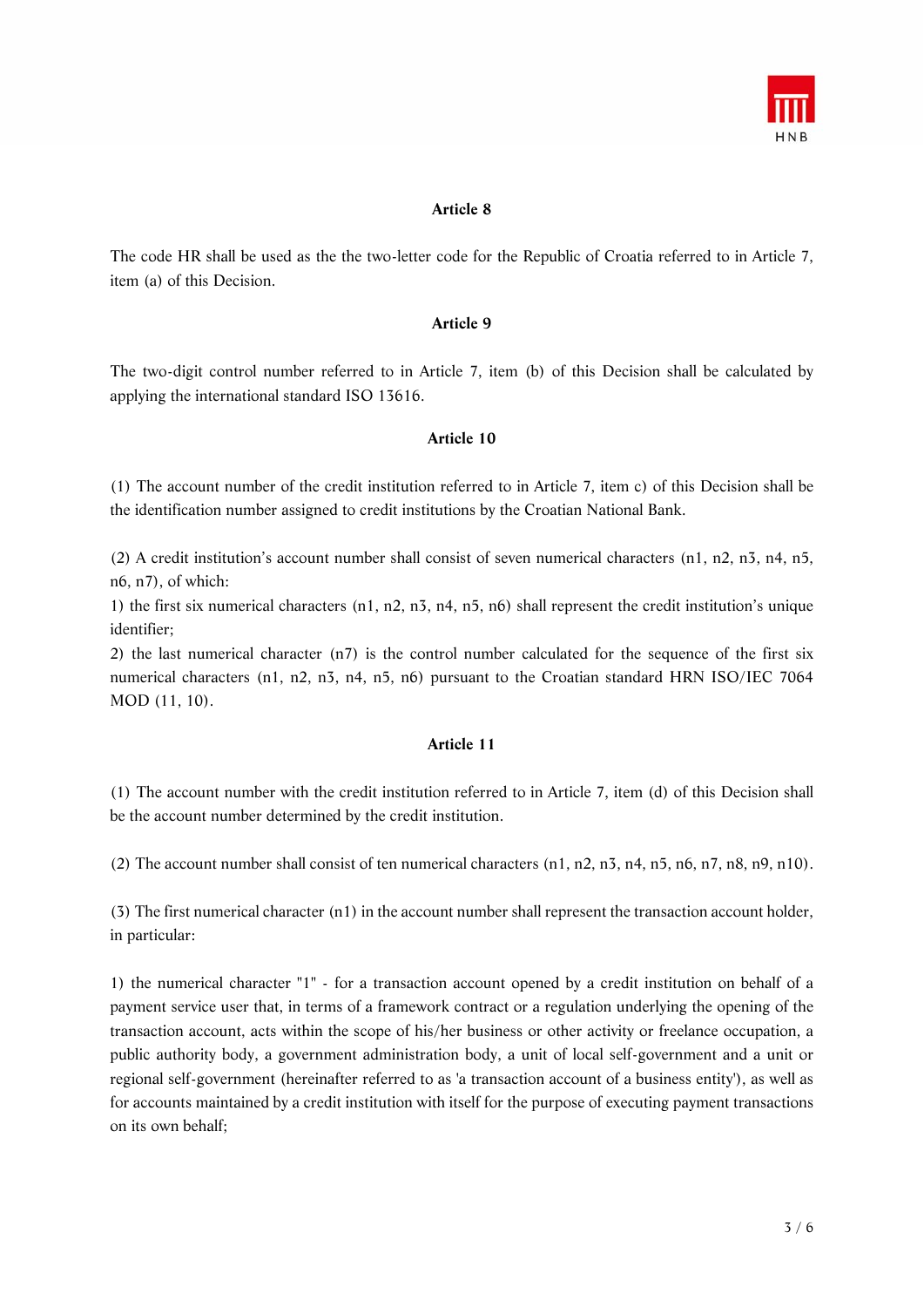### Article 8

The code HR shall be used as the the two-letter code for the Republic of Croatia referred to in Article 7, item (a) of this Decision.

### Article 9

The two-digit control number referred to in Article 7, item (b) of this Decision shall be calculated by applying the international standard ISO 13616.

### Article 10

(1) The account number of the credit institution referred to in Article 7, item c) of this Decision shall be the identification number assigned to credit institutions by the Croatian National Bank.

(2) A credit institution's account number shall consist of seven numerical characters (n1, n2, n3, n4, n5, n6, n7), of which:
1) the first six numerical characters (n1, n2, n3, n4, n5, n6) shall represent the credit institution's unique identifier;
2) the last numerical character (n7) is the control number calculated for the sequence of the first six numerical characters (n1, n2, n3, n4, n5, n6) pursuant to the Croatian standard HRN ISO/IEC 7064 MOD (11, 10).

### Article 11

(1) The account number with the credit institution referred to in Article 7, item (d) of this Decision shall be the account number determined by the credit institution.

(2) The account number shall consist of ten numerical characters (n1, n2, n3, n4, n5, n6, n7, n8, n9, n10).

(3) The first numerical character (n1) in the account number shall represent the transaction account holder, in particular:

1) the numerical character "1" - for a transaction account opened by a credit institution on behalf of a payment service user that, in terms of a framework contract or a regulation underlying the opening of the transaction account, acts within the scope of his/her business or other activity or freelance occupation, a public authority body, a government administration body, a unit of local self-government and a unit or regional self-government (hereinafter referred to as 'a transaction account of a business entity'), as well as for accounts maintained by a credit institution with itself for the purpose of executing payment transactions on its own behalf;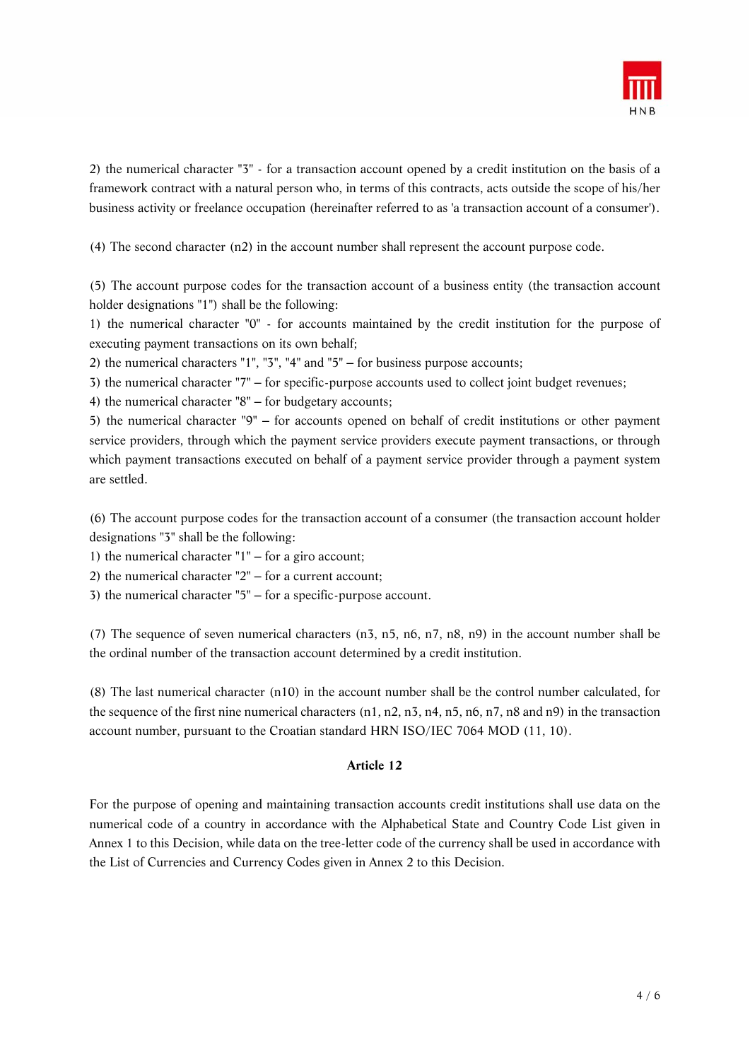2) the numerical character "3" - for a transaction account opened by a credit institution on the basis of a framework contract with a natural person who, in terms of this contracts, acts outside the scope of his/her business activity or freelance occupation (hereinafter referred to as 'a transaction account of a consumer').

(4) The second character (n2) in the account number shall represent the account purpose code.

(5) The account purpose codes for the transaction account of a business entity (the transaction account holder designations "1") shall be the following:
1) the numerical character "0" - for accounts maintained by the credit institution for the purpose of executing payment transactions on its own behalf;
2) the numerical characters "1", "3", "4" and "5" – for business purpose accounts;
3) the numerical character "7" – for specific-purpose accounts used to collect joint budget revenues;
4) the numerical character "8" – for budgetary accounts;
5) the numerical character "9" – for accounts opened on behalf of credit institutions or other payment service providers, through which the payment service providers execute payment transactions, or through which payment transactions executed on behalf of a payment service provider through a payment system are settled.

(6) The account purpose codes for the transaction account of a consumer (the transaction account holder designations "3" shall be the following:
1) the numerical character "1" – for a giro account;
2) the numerical character "2" – for a current account;
3) the numerical character "5" – for a specific-purpose account.

(7) The sequence of seven numerical characters (n3, n5, n6, n7, n8, n9) in the account number shall be the ordinal number of the transaction account determined by a credit institution.

(8) The last numerical character (n10) in the account number shall be the control number calculated, for the sequence of the first nine numerical characters (n1, n2, n3, n4, n5, n6, n7, n8 and n9) in the transaction account number, pursuant to the Croatian standard HRN ISO/IEC 7064 MOD (11, 10).

**Article 12**

For the purpose of opening and maintaining transaction accounts credit institutions shall use data on the numerical code of a country in accordance with the Alphabetical State and Country Code List given in Annex 1 to this Decision, while data on the tree-letter code of the currency shall be used in accordance with the List of Currencies and Currency Codes given in Annex 2 to this Decision.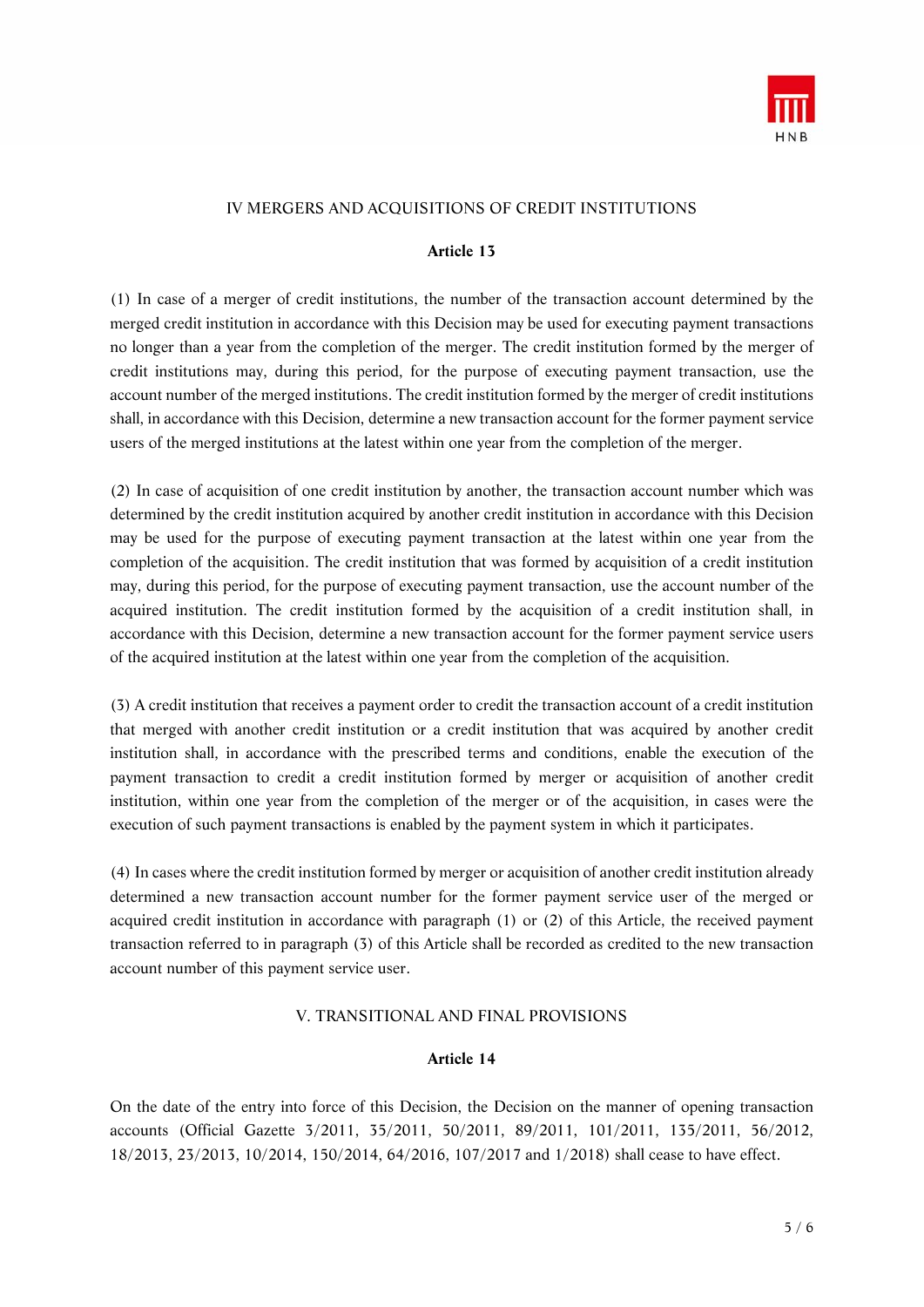## IV MERGERS AND ACQUISITIONS OF CREDIT INSTITUTIONS

### Article 13

(1) In case of a merger of credit institutions, the number of the transaction account determined by the merged credit institution in accordance with this Decision may be used for executing payment transactions no longer than a year from the completion of the merger. The credit institution formed by the merger of credit institutions may, during this period, for the purpose of executing payment transaction, use the account number of the merged institutions. The credit institution formed by the merger of credit institutions shall, in accordance with this Decision, determine a new transaction account for the former payment service users of the merged institutions at the latest within one year from the completion of the merger.

(2) In case of acquisition of one credit institution by another, the transaction account number which was determined by the credit institution acquired by another credit institution in accordance with this Decision may be used for the purpose of executing payment transaction at the latest within one year from the completion of the acquisition. The credit institution that was formed by acquisition of a credit institution may, during this period, for the purpose of executing payment transaction, use the account number of the acquired institution. The credit institution formed by the acquisition of a credit institution shall, in accordance with this Decision, determine a new transaction account for the former payment service users of the acquired institution at the latest within one year from the completion of the acquisition.

(3) A credit institution that receives a payment order to credit the transaction account of a credit institution that merged with another credit institution or a credit institution that was acquired by another credit institution shall, in accordance with the prescribed terms and conditions, enable the execution of the payment transaction to credit a credit institution formed by merger or acquisition of another credit institution, within one year from the completion of the merger or of the acquisition, in cases were the execution of such payment transactions is enabled by the payment system in which it participates.

(4) In cases where the credit institution formed by merger or acquisition of another credit institution already determined a new transaction account number for the former payment service user of the merged or acquired credit institution in accordance with paragraph (1) or (2) of this Article, the received payment transaction referred to in paragraph (3) of this Article shall be recorded as credited to the new transaction account number of this payment service user.

## V. TRANSITIONAL AND FINAL PROVISIONS

### Article 14

On the date of the entry into force of this Decision, the Decision on the manner of opening transaction accounts (Official Gazette 3/2011, 35/2011, 50/2011, 89/2011, 101/2011, 135/2011, 56/2012, 18/2013, 23/2013, 10/2014, 150/2014, 64/2016, 107/2017 and 1/2018) shall cease to have effect.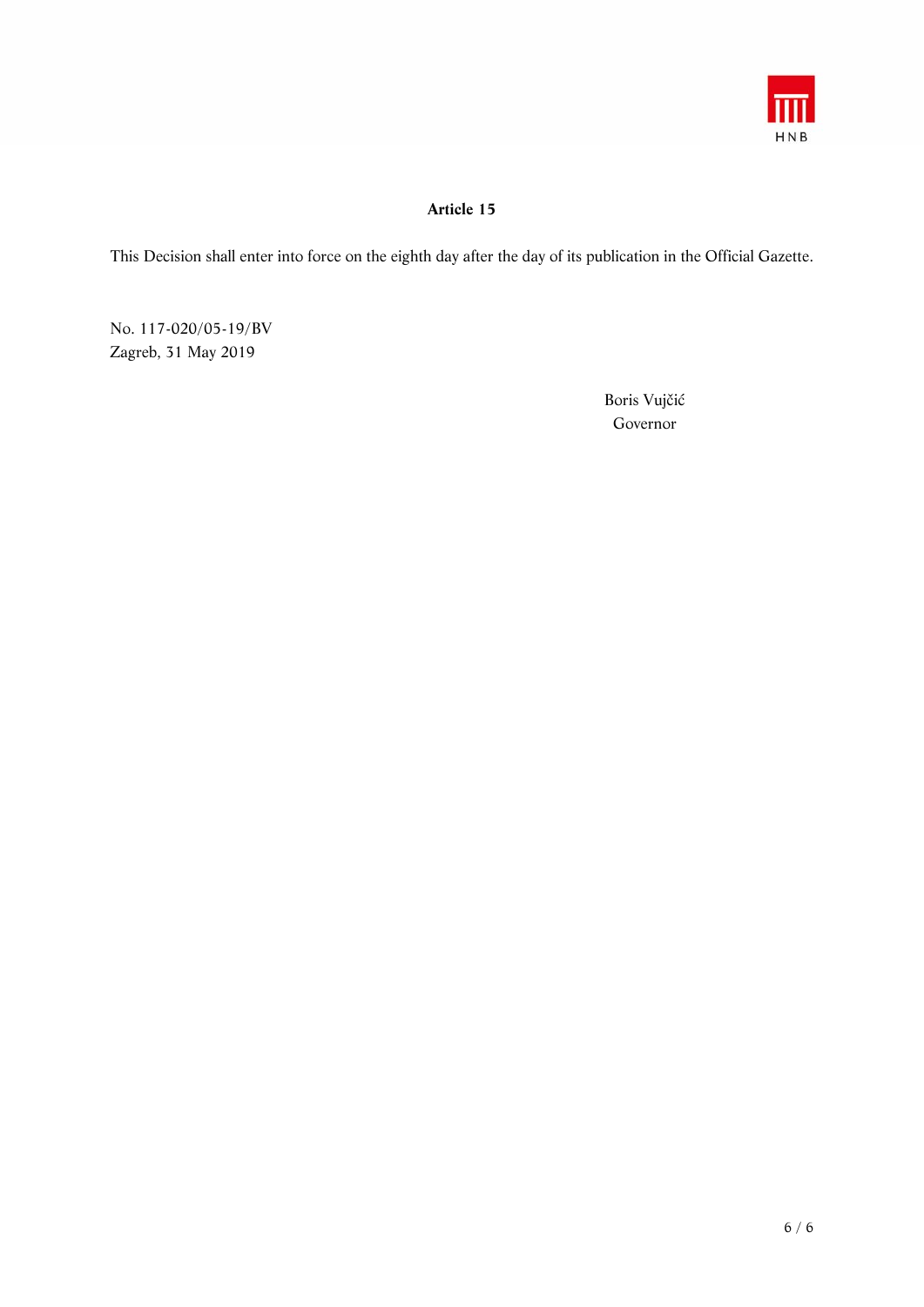### Article 15

This Decision shall enter into force on the eighth day after the day of its publication in the Official Gazette.

No. 117-020/05-19/BV
Zagreb, 31 May 2019

Boris Vujčić
Governor